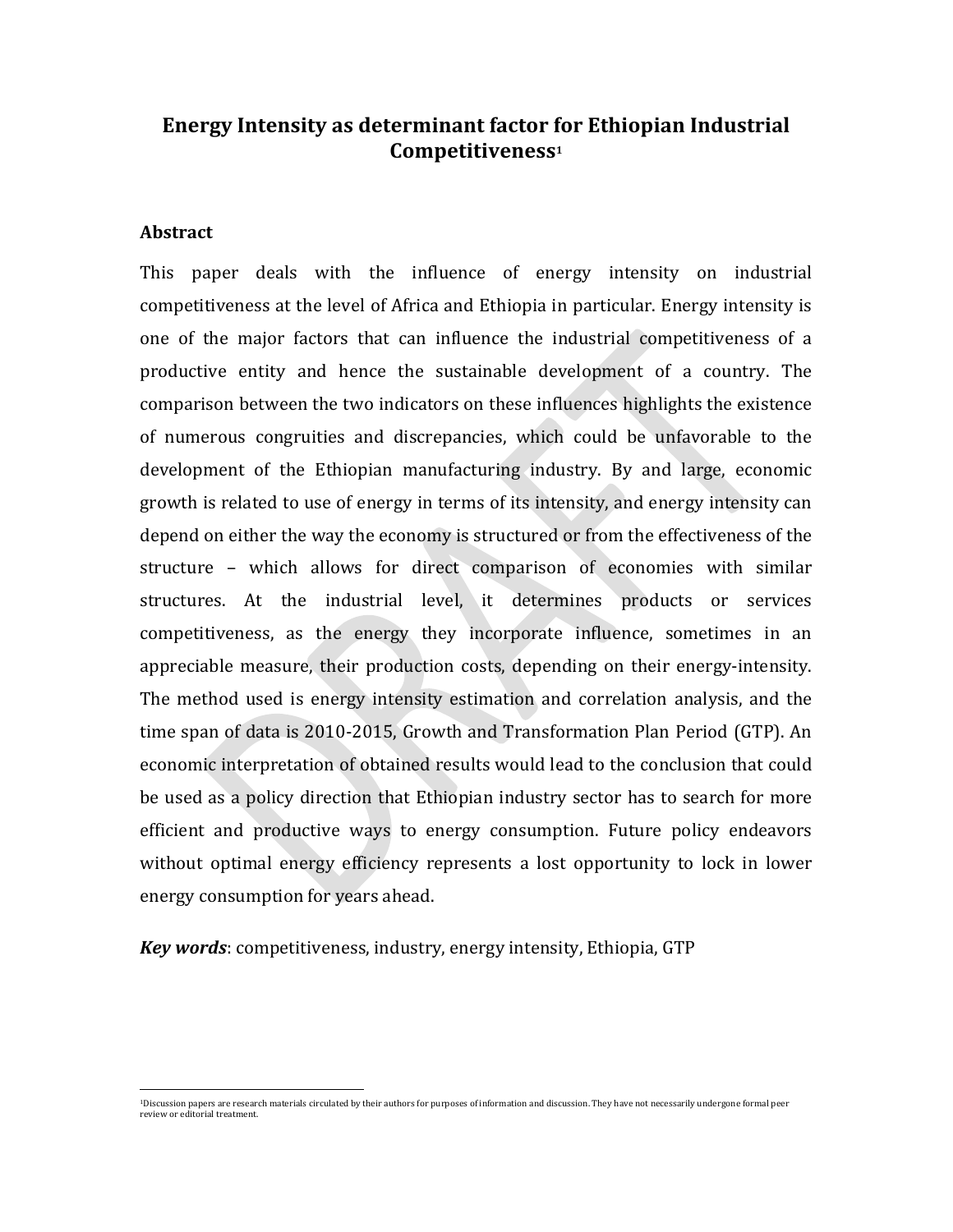# Energy Intensity as determinant factor for Ethiopian Industrial Competitiveness[1]

## Abstract

This paper deals with the influence of energy intensity on industrial competitiveness at the level of Africa and Ethiopia in particular. Energy intensity is one of the major factors that can influence the industrial competitiveness of a productive entity and hence the sustainable development of a country. The comparison between the two indicators on these influences highlights the existence of numerous congruities and discrepancies, which could be unfavorable to the development of the Ethiopian manufacturing industry. By and large, economic growth is related to use of energy in terms of its intensity, and energy intensity can depend on either the way the economy is structured or from the effectiveness of the structure – which allows for direct comparison of economies with similar structures. At the industrial level, it determines products or services competitiveness, as the energy they incorporate influence, sometimes in an appreciable measure, their production costs, depending on their energy-intensity. The method used is energy intensity estimation and correlation analysis, and the time span of data is 2010-2015, Growth and Transformation Plan Period (GTP). An economic interpretation of obtained results would lead to the conclusion that could be used as a policy direction that Ethiopian industry sector has to search for more efficient and productive ways to energy consumption. Future policy endeavors without optimal energy efficiency represents a lost opportunity to lock in lower energy consumption for years ahead.

***Key words***: competitiveness, industry, energy intensity, Ethiopia, GTP

---

[1]Discussion papers are research materials circulated by their authors for purposes of information and discussion. They have not necessarily undergone formal peer review or editorial treatment.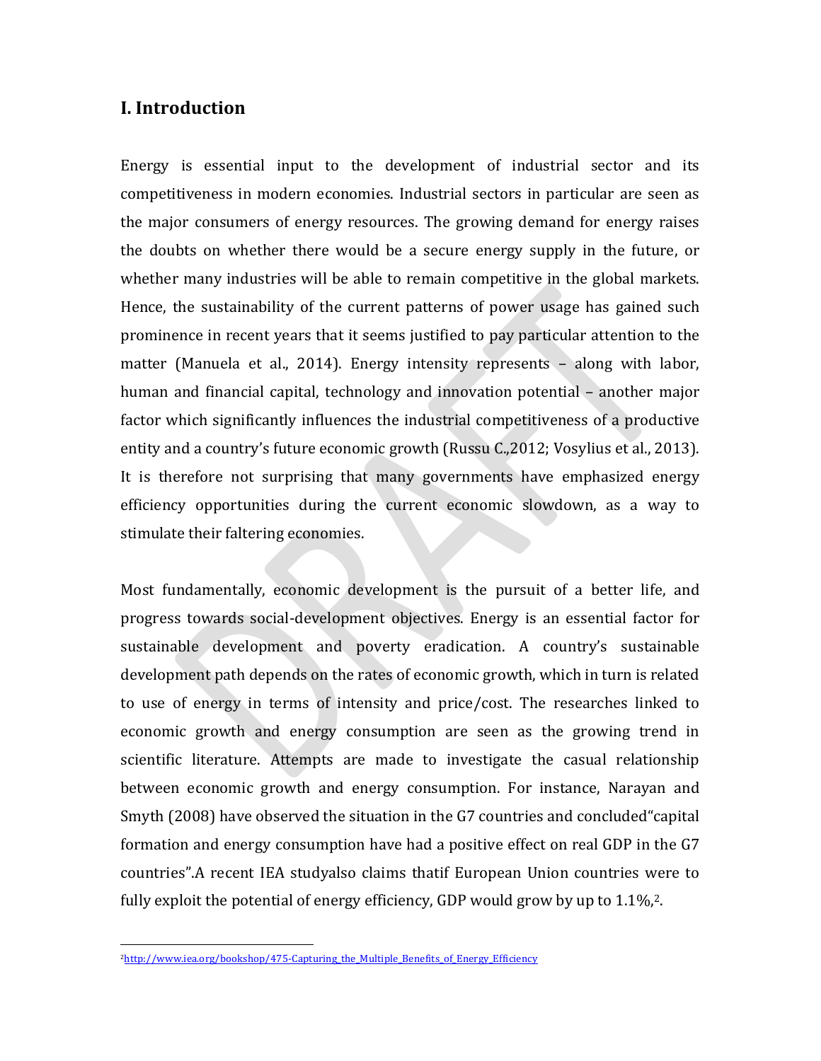## I. Introduction

Energy is essential input to the development of industrial sector and its competitiveness in modern economies. Industrial sectors in particular are seen as the major consumers of energy resources. The growing demand for energy raises the doubts on whether there would be a secure energy supply in the future, or whether many industries will be able to remain competitive in the global markets. Hence, the sustainability of the current patterns of power usage has gained such prominence in recent years that it seems justified to pay particular attention to the matter (Manuela et al., 2014). Energy intensity represents – along with labor, human and financial capital, technology and innovation potential – another major factor which significantly influences the industrial competitiveness of a productive entity and a country's future economic growth (Russu C.,2012; Vosylius et al., 2013). It is therefore not surprising that many governments have emphasized energy efficiency opportunities during the current economic slowdown, as a way to stimulate their faltering economies.

Most fundamentally, economic development is the pursuit of a better life, and progress towards social-development objectives. Energy is an essential factor for sustainable development and poverty eradication. A country's sustainable development path depends on the rates of economic growth, which in turn is related to use of energy in terms of intensity and price/cost. The researches linked to economic growth and energy consumption are seen as the growing trend in scientific literature. Attempts are made to investigate the casual relationship between economic growth and energy consumption. For instance, Narayan and Smyth (2008) have observed the situation in the G7 countries and concluded"capital formation and energy consumption have had a positive effect on real GDP in the G7 countries".A recent IEA studyalso claims thatif European Union countries were to fully exploit the potential of energy efficiency, GDP would grow by up to 1.1%,[2].

[2] http://www.iea.org/bookshop/475-Capturing_the_Multiple_Benefits_of_Energy_Efficiency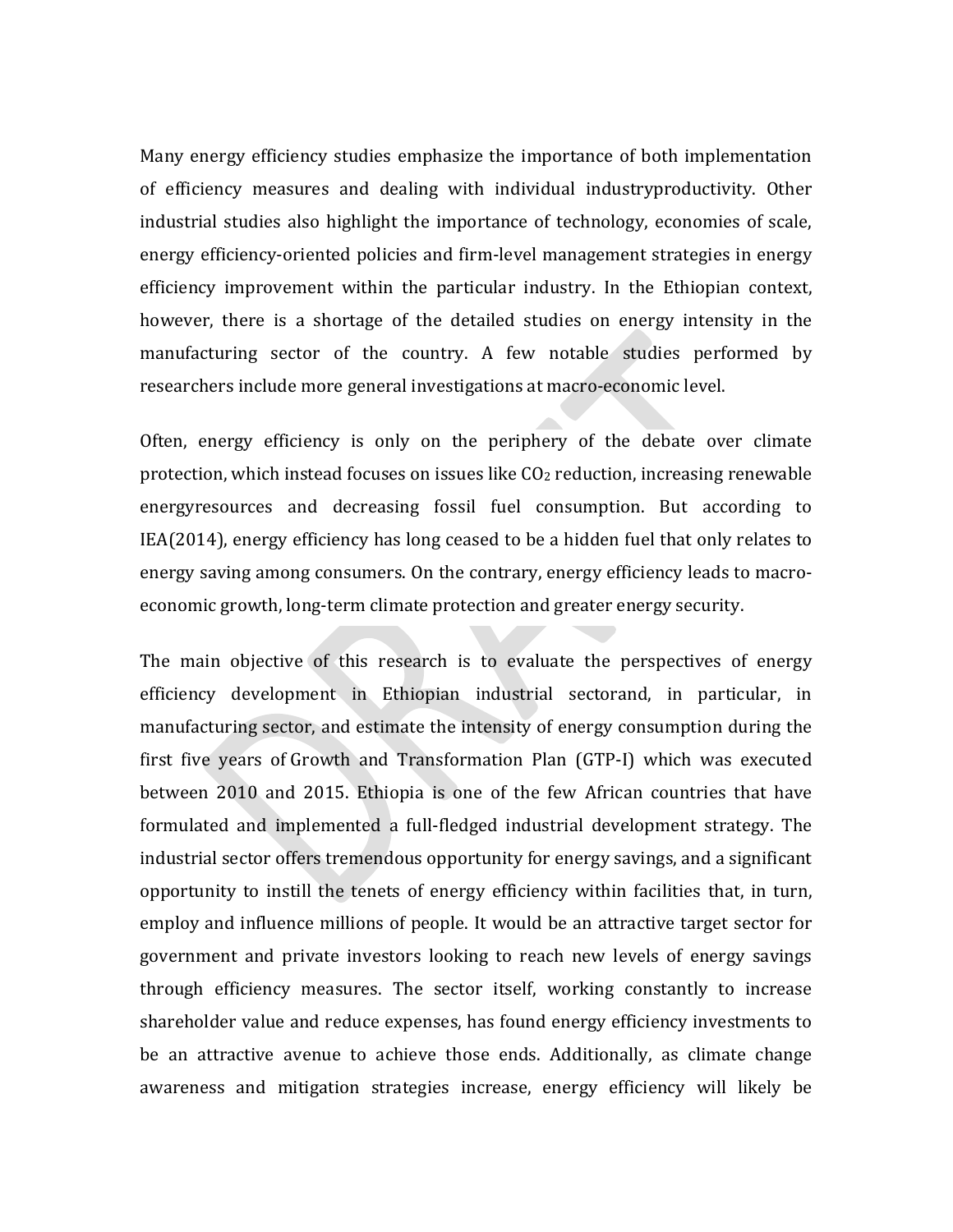Many energy efficiency studies emphasize the importance of both implementation of efficiency measures and dealing with individual industryproductivity. Other industrial studies also highlight the importance of technology, economies of scale, energy efficiency-oriented policies and firm-level management strategies in energy efficiency improvement within the particular industry. In the Ethiopian context, however, there is a shortage of the detailed studies on energy intensity in the manufacturing sector of the country. A few notable studies performed by researchers include more general investigations at macro-economic level.

Often, energy efficiency is only on the periphery of the debate over climate protection, which instead focuses on issues like $CO_2$ reduction, increasing renewable energyresources and decreasing fossil fuel consumption. But according to IEA(2014), energy efficiency has long ceased to be a hidden fuel that only relates to energy saving among consumers. On the contrary, energy efficiency leads to macro-economic growth, long-term climate protection and greater energy security.

The main objective of this research is to evaluate the perspectives of energy efficiency development in Ethiopian industrial sectorand, in particular, in manufacturing sector, and estimate the intensity of energy consumption during the first five years of Growth and Transformation Plan (GTP-I) which was executed between 2010 and 2015. Ethiopia is one of the few African countries that have formulated and implemented a full-fledged industrial development strategy. The industrial sector offers tremendous opportunity for energy savings, and a significant opportunity to instill the tenets of energy efficiency within facilities that, in turn, employ and influence millions of people. It would be an attractive target sector for government and private investors looking to reach new levels of energy savings through efficiency measures. The sector itself, working constantly to increase shareholder value and reduce expenses, has found energy efficiency investments to be an attractive avenue to achieve those ends. Additionally, as climate change awareness and mitigation strategies increase, energy efficiency will likely be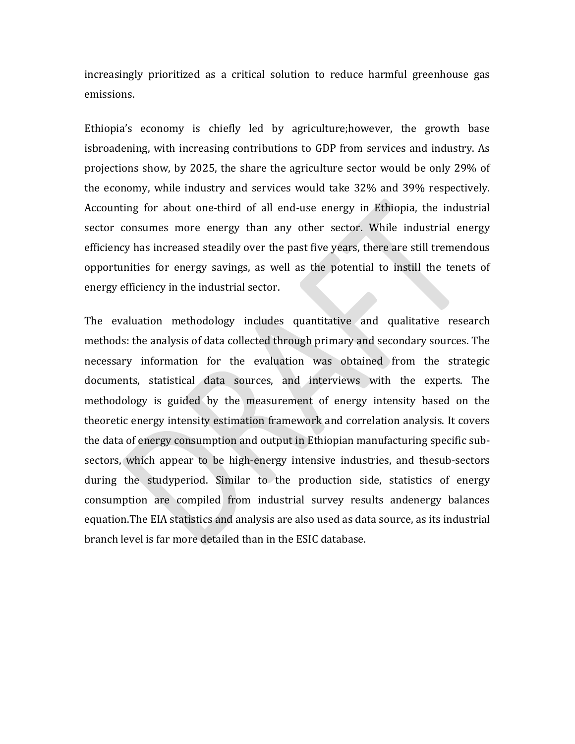increasingly prioritized as a critical solution to reduce harmful greenhouse gas emissions.

Ethiopia's economy is chiefly led by agriculture;however, the growth base isbroadening, with increasing contributions to GDP from services and industry. As projections show, by 2025, the share the agriculture sector would be only 29% of the economy, while industry and services would take 32% and 39% respectively. Accounting for about one-third of all end-use energy in Ethiopia, the industrial sector consumes more energy than any other sector. While industrial energy efficiency has increased steadily over the past five years, there are still tremendous opportunities for energy savings, as well as the potential to instill the tenets of energy efficiency in the industrial sector.

The evaluation methodology includes quantitative and qualitative research methods: the analysis of data collected through primary and secondary sources. The necessary information for the evaluation was obtained from the strategic documents, statistical data sources, and interviews with the experts. The methodology is guided by the measurement of energy intensity based on the theoretic energy intensity estimation framework and correlation analysis. It covers the data of energy consumption and output in Ethiopian manufacturing specific sub-sectors, which appear to be high-energy intensive industries, and thesub-sectors during the studyperiod. Similar to the production side, statistics of energy consumption are compiled from industrial survey results andenergy balances equation.The EIA statistics and analysis are also used as data source, as its industrial branch level is far more detailed than in the ESIC database.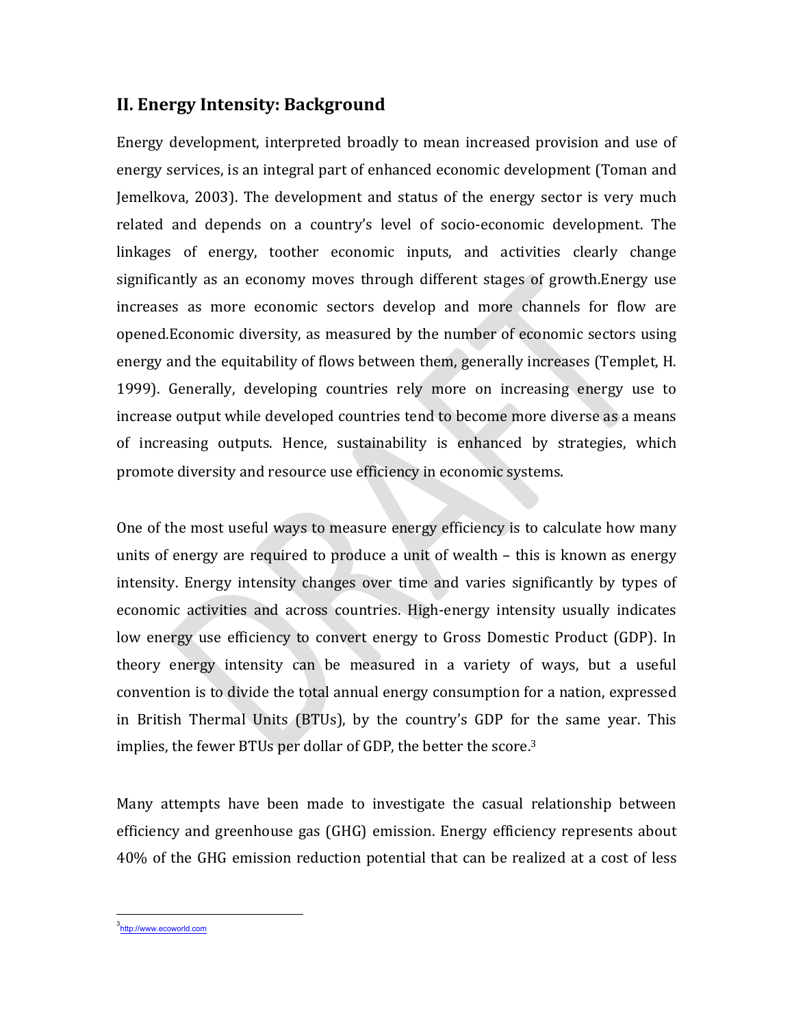## II. Energy Intensity: Background

Energy development, interpreted broadly to mean increased provision and use of energy services, is an integral part of enhanced economic development (Toman and Jemelkova, 2003). The development and status of the energy sector is very much related and depends on a country's level of socio-economic development. The linkages of energy, toother economic inputs, and activities clearly change significantly as an economy moves through different stages of growth.Energy use increases as more economic sectors develop and more channels for flow are opened.Economic diversity, as measured by the number of economic sectors using energy and the equitability of flows between them, generally increases (Templet, H. 1999). Generally, developing countries rely more on increasing energy use to increase output while developed countries tend to become more diverse as a means of increasing outputs. Hence, sustainability is enhanced by strategies, which promote diversity and resource use efficiency in economic systems.

One of the most useful ways to measure energy efficiency is to calculate how many units of energy are required to produce a unit of wealth – this is known as energy intensity. Energy intensity changes over time and varies significantly by types of economic activities and across countries. High-energy intensity usually indicates low energy use efficiency to convert energy to Gross Domestic Product (GDP). In theory energy intensity can be measured in a variety of ways, but a useful convention is to divide the total annual energy consumption for a nation, expressed in British Thermal Units (BTUs), by the country's GDP for the same year. This implies, the fewer BTUs per dollar of GDP, the better the score.[3]

Many attempts have been made to investigate the casual relationship between efficiency and greenhouse gas (GHG) emission. Energy efficiency represents about 40% of the GHG emission reduction potential that can be realized at a cost of less

[3] http://www.ecoworld.com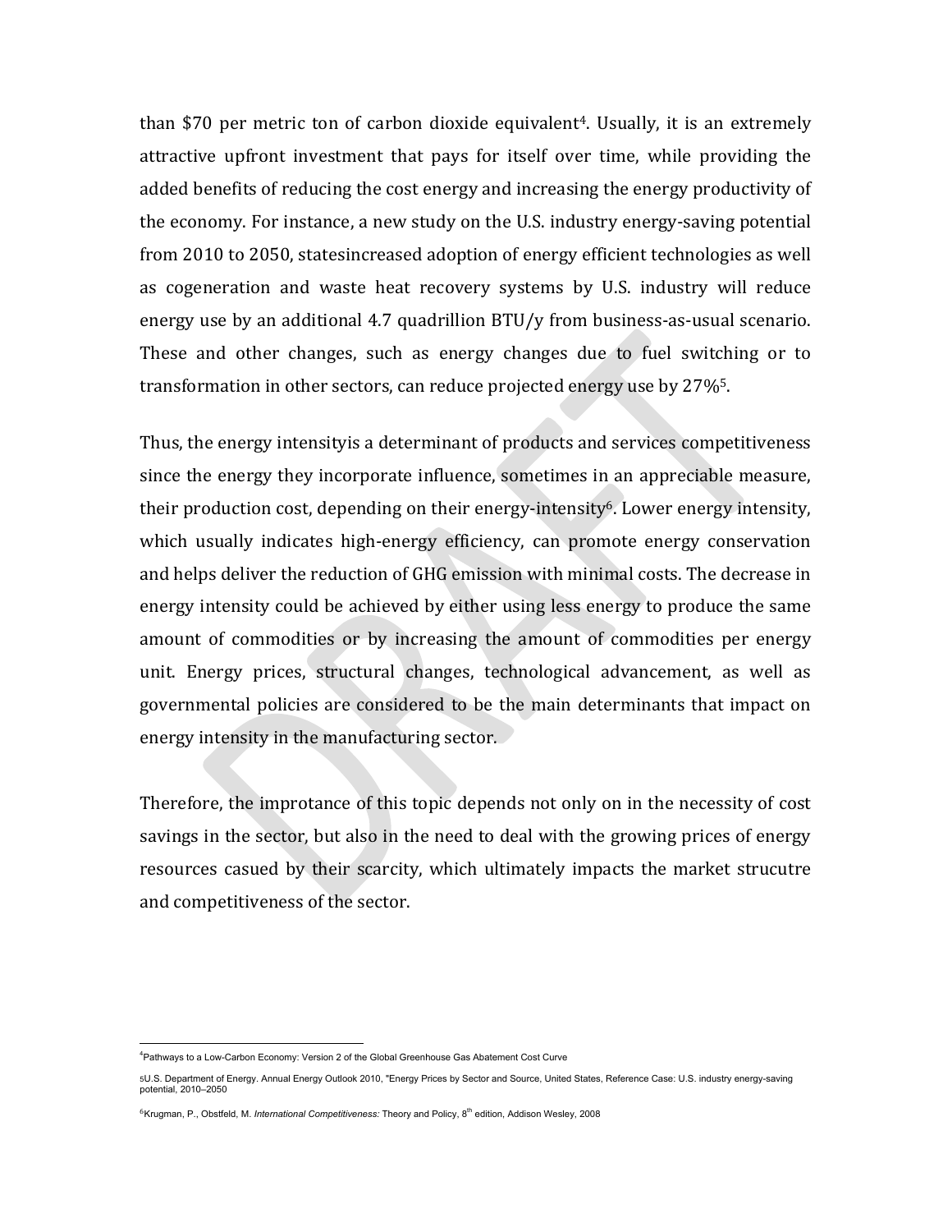than $70 per metric ton of carbon dioxide equivalent[4]. Usually, it is an extremely attractive upfront investment that pays for itself over time, while providing the added benefits of reducing the cost energy and increasing the energy productivity of the economy. For instance, a new study on the U.S. industry energy-saving potential from 2010 to 2050, statesincreased adoption of energy efficient technologies as well as cogeneration and waste heat recovery systems by U.S. industry will reduce energy use by an additional 4.7 quadrillion BTU/y from business-as-usual scenario. These and other changes, such as energy changes due to fuel switching or to transformation in other sectors, can reduce projected energy use by 27%[5].

Thus, the energy intensityis a determinant of products and services competitiveness since the energy they incorporate influence, sometimes in an appreciable measure, their production cost, depending on their energy-intensity[6]. Lower energy intensity, which usually indicates high-energy efficiency, can promote energy conservation and helps deliver the reduction of GHG emission with minimal costs. The decrease in energy intensity could be achieved by either using less energy to produce the same amount of commodities or by increasing the amount of commodities per energy unit. Energy prices, structural changes, technological advancement, as well as governmental policies are considered to be the main determinants that impact on energy intensity in the manufacturing sector.

Therefore, the improtance of this topic depends not only on in the necessity of cost savings in the sector, but also in the need to deal with the growing prices of energy resources casued by their scarcity, which ultimately impacts the market strucutre and competitiveness of the sector.

---

[4] Pathways to a Low-Carbon Economy: Version 2 of the Global Greenhouse Gas Abatement Cost Curve

[5] U.S. Department of Energy. Annual Energy Outlook 2010, "Energy Prices by Sector and Source, United States, Reference Case: U.S. industry energy-saving potential, 2010–2050

[6] Krugman, P., Obstfeld, M. *International Competitiveness:* Theory and Policy, 8th edition, Addison Wesley, 2008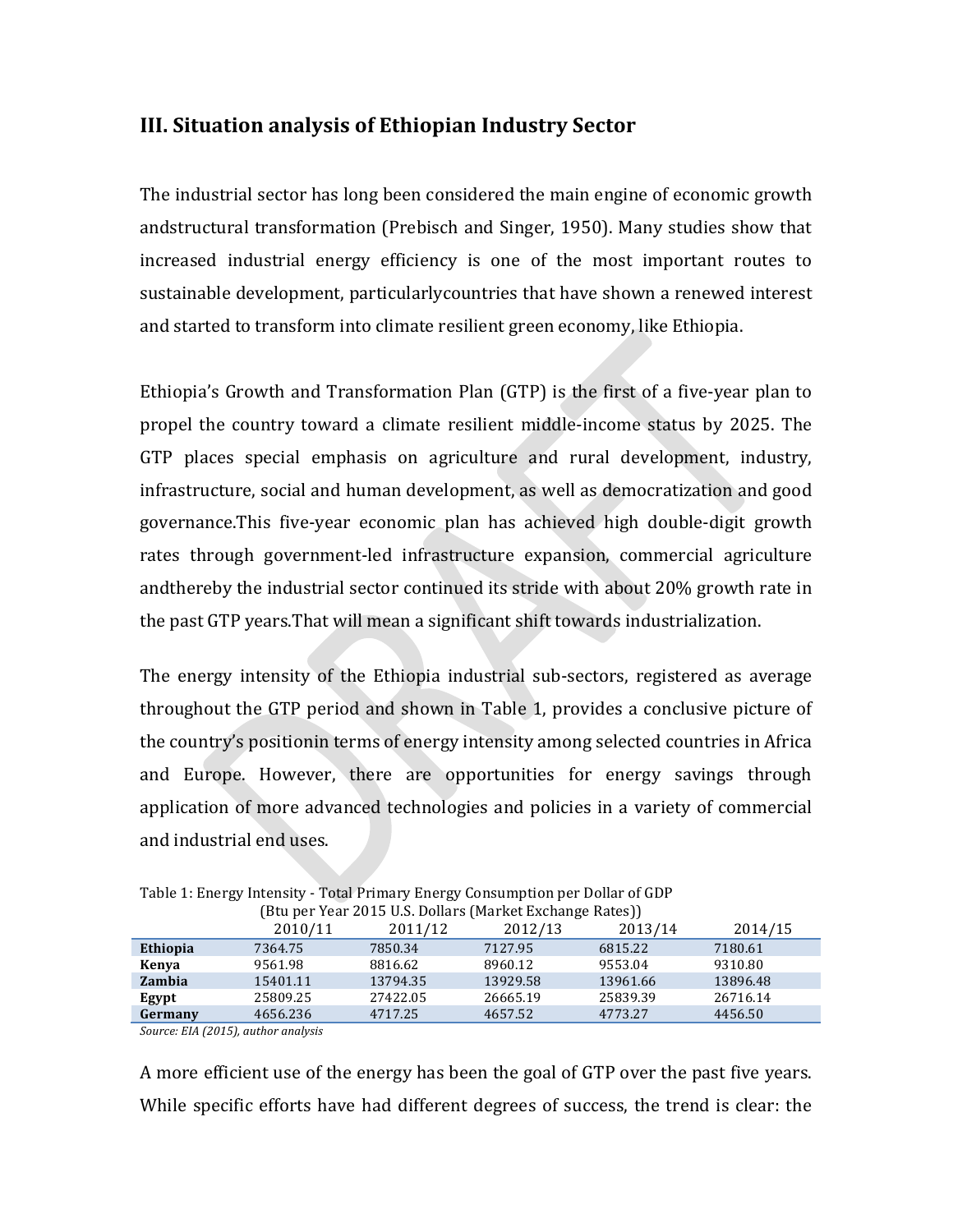## III. Situation analysis of Ethiopian Industry Sector

The industrial sector has long been considered the main engine of economic growth andstructural transformation (Prebisch and Singer, 1950). Many studies show that increased industrial energy efficiency is one of the most important routes to sustainable development, particularlycountries that have shown a renewed interest and started to transform into climate resilient green economy, like Ethiopia.

Ethiopia's Growth and Transformation Plan (GTP) is the first of a five-year plan to propel the country toward a climate resilient middle-income status by 2025. The GTP places special emphasis on agriculture and rural development, industry, infrastructure, social and human development, as well as democratization and good governance.This five-year economic plan has achieved high double-digit growth rates through government-led infrastructure expansion, commercial agriculture andthereby the industrial sector continued its stride with about 20% growth rate in the past GTP years.That will mean a significant shift towards industrialization.

The energy intensity of the Ethiopia industrial sub-sectors, registered as average throughout the GTP period and shown in Table 1, provides a conclusive picture of the country's positionin terms of energy intensity among selected countries in Africa and Europe. However, there are opportunities for energy savings through application of more advanced technologies and policies in a variety of commercial and industrial end uses.

Table 1: Energy Intensity - Total Primary Energy Consumption per Dollar of GDP (Btu per Year 2015 U.S. Dollars (Market Exchange Rates))

| | 2010/11 | 2011/12 | 2012/13 | 2013/14 | 2014/15 |
|---|---|---|---|---|---|
| **Ethiopia** | 7364.75 | 7850.34 | 7127.95 | 6815.22 | 7180.61 |
| **Kenya** | 9561.98 | 8816.62 | 8960.12 | 9553.04 | 9310.80 |
| **Zambia** | 15401.11 | 13794.35 | 13929.58 | 13961.66 | 13896.48 |
| **Egypt** | 25809.25 | 27422.05 | 26665.19 | 25839.39 | 26716.14 |
| **Germany** | 4656.236 | 4717.25 | 4657.52 | 4773.27 | 4456.50 |

*Source: EIA (2015), author analysis*

A more efficient use of the energy has been the goal of GTP over the past five years. While specific efforts have had different degrees of success, the trend is clear: the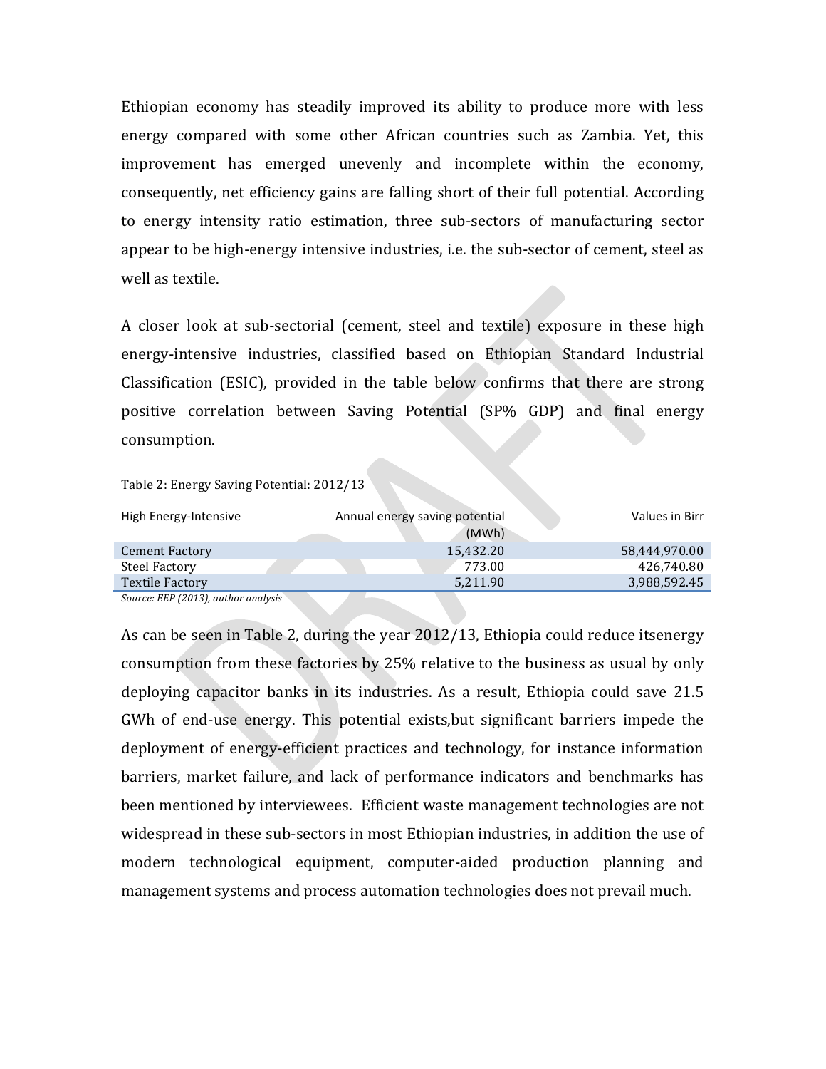Ethiopian economy has steadily improved its ability to produce more with less energy compared with some other African countries such as Zambia. Yet, this improvement has emerged unevenly and incomplete within the economy, consequently, net efficiency gains are falling short of their full potential. According to energy intensity ratio estimation, three sub-sectors of manufacturing sector appear to be high-energy intensive industries, i.e. the sub-sector of cement, steel as well as textile.

A closer look at sub-sectorial (cement, steel and textile) exposure in these high energy-intensive industries, classified based on Ethiopian Standard Industrial Classification (ESIC), provided in the table below confirms that there are strong positive correlation between Saving Potential (SP% GDP) and final energy consumption.

Table 2: Energy Saving Potential: 2012/13

| High Energy-Intensive | Annual energy saving potential (MWh) | Values in Birr |
|---|---:|---:|
| Cement Factory | 15,432.20 | 58,444,970.00 |
| Steel Factory | 773.00 | 426,740.80 |
| Textile Factory | 5,211.90 | 3,988,592.45 |

*Source: EEP (2013), author analysis*

As can be seen in Table 2, during the year 2012/13, Ethiopia could reduce itsenergy consumption from these factories by 25% relative to the business as usual by only deploying capacitor banks in its industries. As a result, Ethiopia could save 21.5 GWh of end-use energy. This potential exists,but significant barriers impede the deployment of energy-efficient practices and technology, for instance information barriers, market failure, and lack of performance indicators and benchmarks has been mentioned by interviewees. Efficient waste management technologies are not widespread in these sub-sectors in most Ethiopian industries, in addition the use of modern technological equipment, computer-aided production planning and management systems and process automation technologies does not prevail much.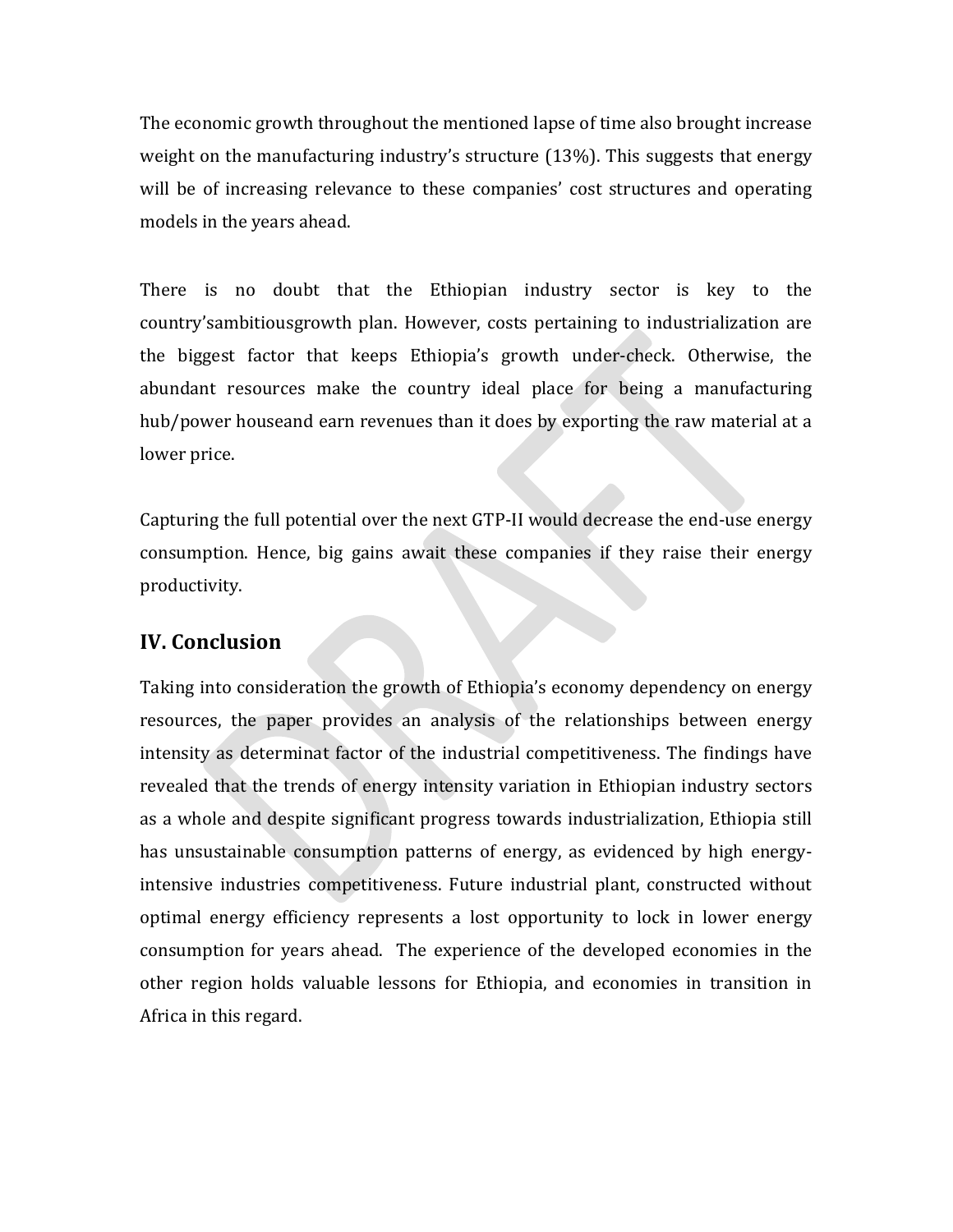The economic growth throughout the mentioned lapse of time also brought increase weight on the manufacturing industry's structure (13%). This suggests that energy will be of increasing relevance to these companies' cost structures and operating models in the years ahead.

There is no doubt that the Ethiopian industry sector is key to the country'sambitiousgrowth plan. However, costs pertaining to industrialization are the biggest factor that keeps Ethiopia's growth under-check. Otherwise, the abundant resources make the country ideal place for being a manufacturing hub/power houseand earn revenues than it does by exporting the raw material at a lower price.

Capturing the full potential over the next GTP-II would decrease the end-use energy consumption. Hence, big gains await these companies if they raise their energy productivity.

## IV. Conclusion

Taking into consideration the growth of Ethiopia's economy dependency on energy resources, the paper provides an analysis of the relationships between energy intensity as determinat factor of the industrial competitiveness. The findings have revealed that the trends of energy intensity variation in Ethiopian industry sectors as a whole and despite significant progress towards industrialization, Ethiopia still has unsustainable consumption patterns of energy, as evidenced by high energy-intensive industries competitiveness. Future industrial plant, constructed without optimal energy efficiency represents a lost opportunity to lock in lower energy consumption for years ahead.  The experience of the developed economies in the other region holds valuable lessons for Ethiopia, and economies in transition in Africa in this regard.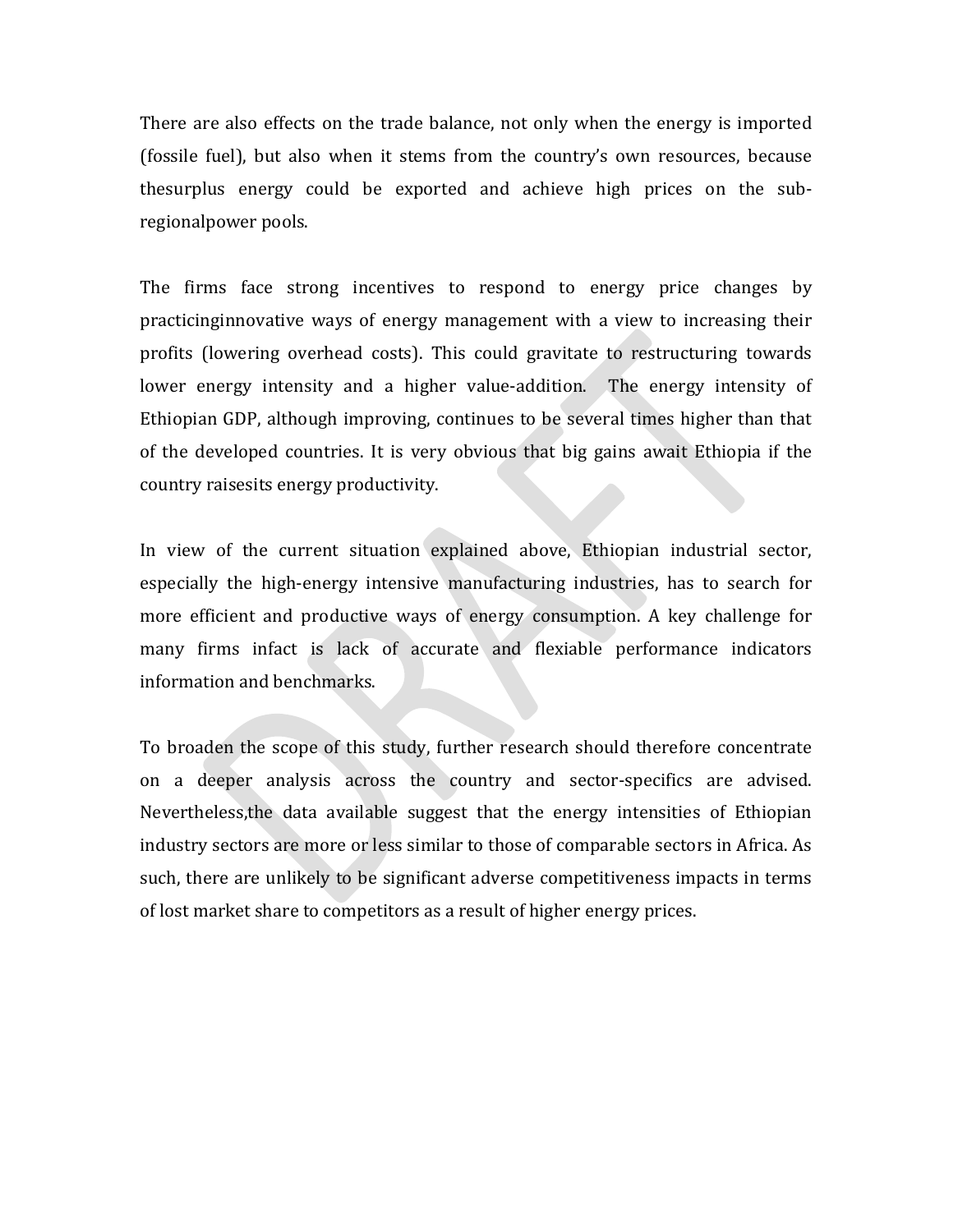There are also effects on the trade balance, not only when the energy is imported (fossile fuel), but also when it stems from the country's own resources, because thesurplus energy could be exported and achieve high prices on the sub-regionalpower pools.

The firms face strong incentives to respond to energy price changes by practicinginnovative ways of energy management with a view to increasing their profits (lowering overhead costs). This could gravitate to restructuring towards lower energy intensity and a higher value-addition. The energy intensity of Ethiopian GDP, although improving, continues to be several times higher than that of the developed countries. It is very obvious that big gains await Ethiopia if the country raisesits energy productivity.

In view of the current situation explained above, Ethiopian industrial sector, especially the high-energy intensive manufacturing industries, has to search for more efficient and productive ways of energy consumption. A key challenge for many firms infact is lack of accurate and flexiable performance indicators information and benchmarks.

To broaden the scope of this study, further research should therefore concentrate on a deeper analysis across the country and sector-specifics are advised. Nevertheless,the data available suggest that the energy intensities of Ethiopian industry sectors are more or less similar to those of comparable sectors in Africa. As such, there are unlikely to be significant adverse competitiveness impacts in terms of lost market share to competitors as a result of higher energy prices.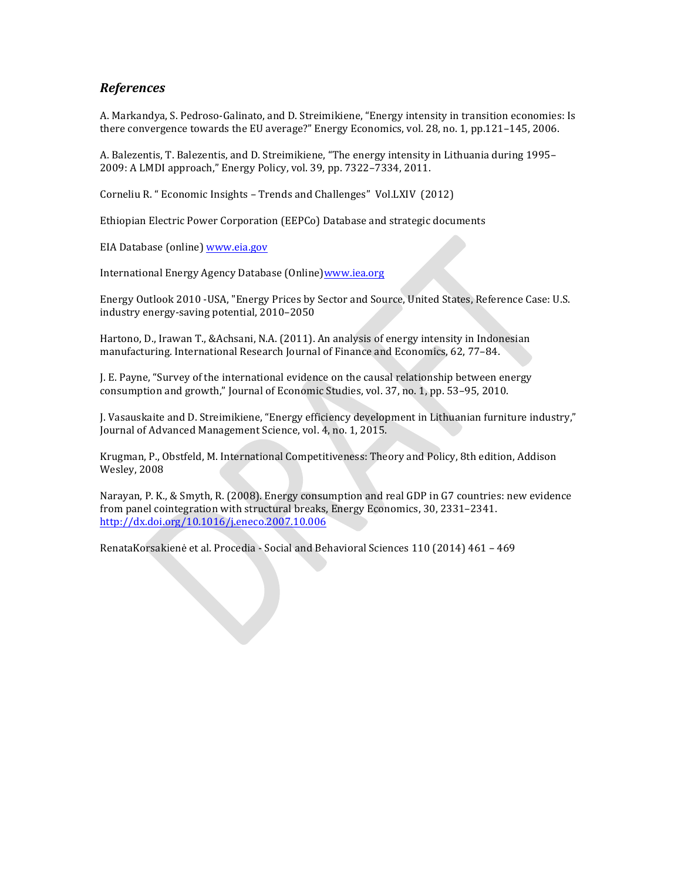### *References*

A. Markandya, S. Pedroso-Galinato, and D. Streimikiene, "Energy intensity in transition economies: Is there convergence towards the EU average?" Energy Economics, vol. 28, no. 1, pp.121–145, 2006.

A. Balezentis, T. Balezentis, and D. Streimikiene, "The energy intensity in Lithuania during 1995–2009: A LMDI approach," Energy Policy, vol. 39, pp. 7322–7334, 2011.

Corneliu R. " Economic Insights – Trends and Challenges" Vol.LXIV (2012)

Ethiopian Electric Power Corporation (EEPCo) Database and strategic documents

EIA Database (online) www.eia.gov

International Energy Agency Database (Online)www.iea.org

Energy Outlook 2010 -USA, "Energy Prices by Sector and Source, United States, Reference Case: U.S. industry energy-saving potential, 2010–2050

Hartono, D., Irawan T., &Achsani, N.A. (2011). An analysis of energy intensity in Indonesian manufacturing. International Research Journal of Finance and Economics, 62, 77–84.

J. E. Payne, "Survey of the international evidence on the causal relationship between energy consumption and growth," Journal of Economic Studies, vol. 37, no. 1, pp. 53–95, 2010.

J. Vasauskaite and D. Streimikiene, "Energy efficiency development in Lithuanian furniture industry," Journal of Advanced Management Science, vol. 4, no. 1, 2015.

Krugman, P., Obstfeld, M. International Competitiveness: Theory and Policy, 8th edition, Addison Wesley, 2008

Narayan, P. K., & Smyth, R. (2008). Energy consumption and real GDP in G7 countries: new evidence from panel cointegration with structural breaks, Energy Economics, 30, 2331–2341. http://dx.doi.org/10.1016/j.eneco.2007.10.006

RenataKorsakienė et al. Procedia - Social and Behavioral Sciences 110 (2014) 461 – 469